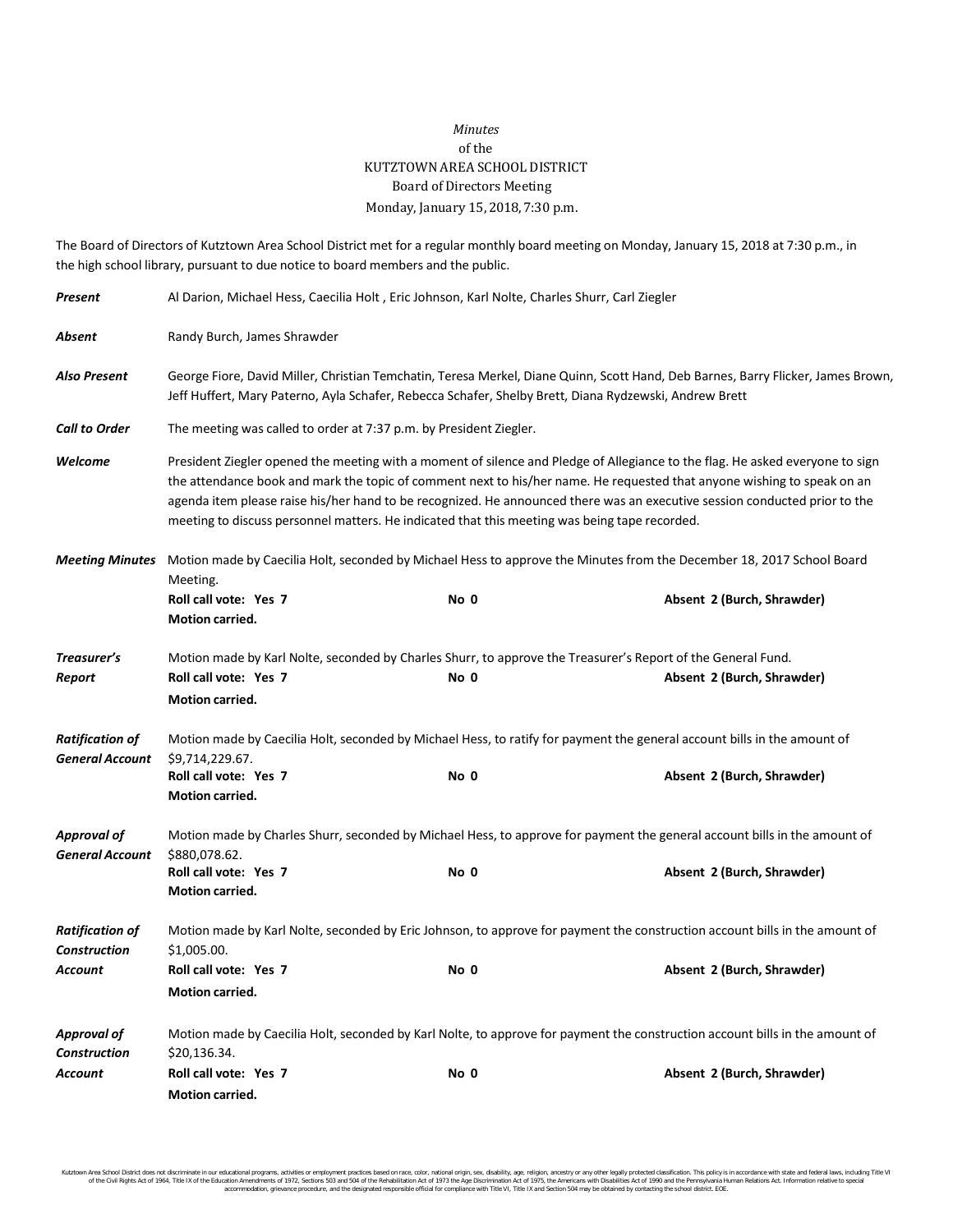*Minutes*
of the
KUTZTOWN AREA SCHOOL DISTRICT
Board of Directors Meeting
Monday, January 15, 2018, 7:30 p.m.

The Board of Directors of Kutztown Area School District met for a regular monthly board meeting on Monday, January 15, 2018 at 7:30 p.m., in the high school library, pursuant to due notice to board members and the public.

***Present*** Al Darion, Michael Hess, Caecilia Holt , Eric Johnson, Karl Nolte, Charles Shurr, Carl Ziegler

***Absent*** Randy Burch, James Shrawder

***Also Present*** George Fiore, David Miller, Christian Temchatin, Teresa Merkel, Diane Quinn, Scott Hand, Deb Barnes, Barry Flicker, James Brown, Jeff Huffert, Mary Paterno, Ayla Schafer, Rebecca Schafer, Shelby Brett, Diana Rydzewski, Andrew Brett

***Call to Order*** The meeting was called to order at 7:37 p.m. by President Ziegler.

***Welcome*** President Ziegler opened the meeting with a moment of silence and Pledge of Allegiance to the flag. He asked everyone to sign the attendance book and mark the topic of comment next to his/her name. He requested that anyone wishing to speak on an agenda item please raise his/her hand to be recognized. He announced there was an executive session conducted prior to the meeting to discuss personnel matters. He indicated that this meeting was being tape recorded.

***Meeting Minutes*** Motion made by Caecilia Holt, seconded by Michael Hess to approve the Minutes from the December 18, 2017 School Board Meeting.

**Roll call vote: Yes 7** **No 0** **Absent 2 (Burch, Shrawder)**
**Motion carried.**

***Treasurer's Report*** Motion made by Karl Nolte, seconded by Charles Shurr, to approve the Treasurer's Report of the General Fund.

**Roll call vote: Yes 7** **No 0** **Absent 2 (Burch, Shrawder)**
**Motion carried.**

***Ratification of General Account*** Motion made by Caecilia Holt, seconded by Michael Hess, to ratify for payment the general account bills in the amount of $9,714,229.67.

**Roll call vote: Yes 7** **No 0** **Absent 2 (Burch, Shrawder)**
**Motion carried.**

***Approval of General Account*** Motion made by Charles Shurr, seconded by Michael Hess, to approve for payment the general account bills in the amount of $880,078.62.

**Roll call vote: Yes 7** **No 0** **Absent 2 (Burch, Shrawder)**
**Motion carried.**

***Ratification of Construction Account*** Motion made by Karl Nolte, seconded by Eric Johnson, to approve for payment the construction account bills in the amount of $1,005.00.

**Roll call vote: Yes 7** **No 0** **Absent 2 (Burch, Shrawder)**
**Motion carried.**

***Approval of Construction Account*** Motion made by Caecilia Holt, seconded by Karl Nolte, to approve for payment the construction account bills in the amount of $20,136.34.

**Roll call vote: Yes 7** **No 0** **Absent 2 (Burch, Shrawder)**
**Motion carried.**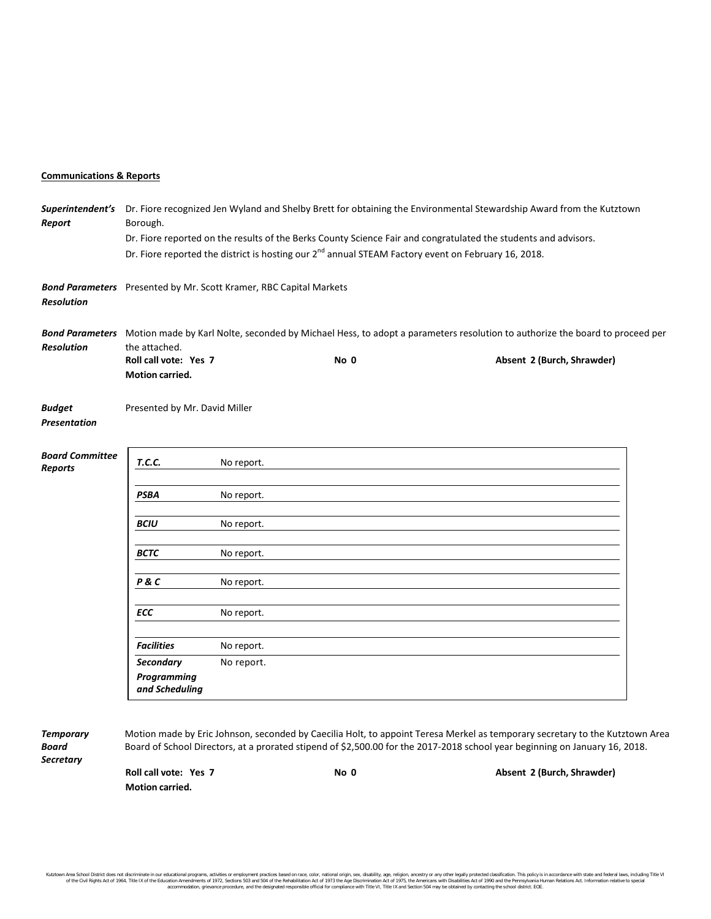**Communications & Reports**

***Superintendent's Report***

Dr. Fiore recognized Jen Wyland and Shelby Brett for obtaining the Environmental Stewardship Award from the Kutztown Borough.

Dr. Fiore reported on the results of the Berks County Science Fair and congratulated the students and advisors.

Dr. Fiore reported the district is hosting our 2nd annual STEAM Factory event on February 16, 2018.

***Bond Parameters Resolution***

Presented by Mr. Scott Kramer, RBC Capital Markets

***Bond Parameters Resolution***

Motion made by Karl Nolte, seconded by Michael Hess, to adopt a parameters resolution to authorize the board to proceed per the attached.

**Roll call vote: Yes 7** **No 0** **Absent 2 (Burch, Shrawder)**

**Motion carried.**

***Budget Presentation***

Presented by Mr. David Miller

***Board Committee Reports***

| | |
|---|---|
| ***T.C.C.*** | No report. |
| ***PSBA*** | No report. |
| ***BCIU*** | No report. |
| ***BCTC*** | No report. |
| ***P & C*** | No report. |
| ***ECC*** | No report. |
| ***Facilities*** | No report. |
| ***Secondary Programming and Scheduling*** | No report. |

***Temporary Board Secretary***

Motion made by Eric Johnson, seconded by Caecilia Holt, to appoint Teresa Merkel as temporary secretary to the Kutztown Area Board of School Directors, at a prorated stipend of $2,500.00 for the 2017-2018 school year beginning on January 16, 2018.

**Roll call vote: Yes 7** **No 0** **Absent 2 (Burch, Shrawder)**

**Motion carried.**

Kutztown Area School District does not discriminate in our educational programs, activities or employment practices based on race, color, national origin, sex, disability, age, religion, ancestry or any other legally protected classification. This policy is in accordance with state and federal laws, including Title VI of the Civil Rights Act of 1964, Title IX of the Education Amendments of 1972, Sections 503 and 504 of the Rehabilitation Act of 1973 the Age Discrimination Act of 1975, the Americans with Disabilities Act of 1990 and the Pennsylvania Human Relations Act. Information relative to special accommodation, grievance procedure, and the designated responsible official for compliance with Title VI, Title IX and Section 504 may be obtained by contacting the school district. EOE.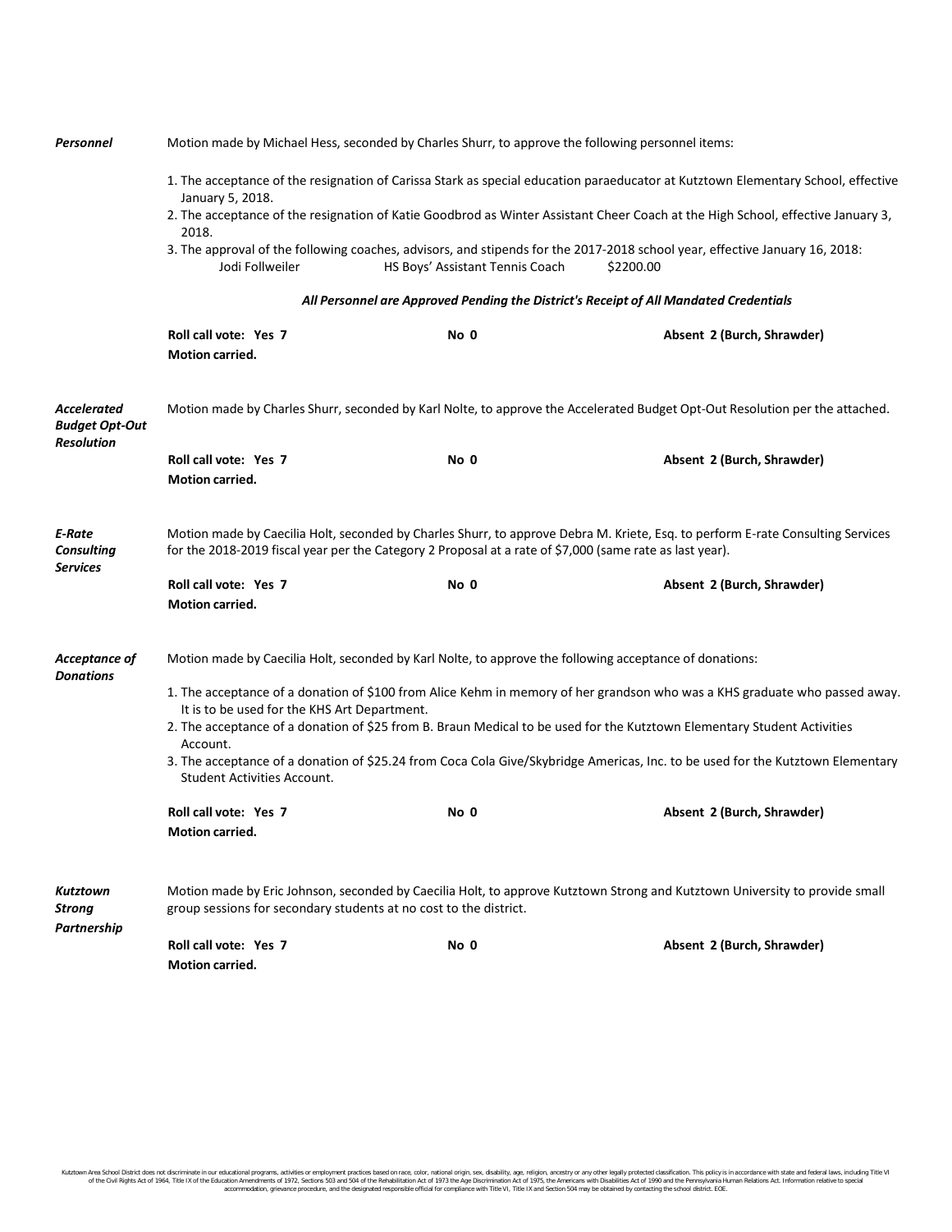***Personnel***

Motion made by Michael Hess, seconded by Charles Shurr, to approve the following personnel items:

1. The acceptance of the resignation of Carissa Stark as special education paraeducator at Kutztown Elementary School, effective January 5, 2018.
2. The acceptance of the resignation of Katie Goodbrod as Winter Assistant Cheer Coach at the High School, effective January 3, 2018.
3. The approval of the following coaches, advisors, and stipends for the 2017-2018 school year, effective January 16, 2018:

| | | |
|---|---|---|
| Jodi Follweiler | HS Boys' Assistant Tennis Coach | $2200.00 |

***All Personnel are Approved Pending the District's Receipt of All Mandated Credentials***

**Roll call vote: Yes 7** **No 0** **Absent 2 (Burch, Shrawder)**
**Motion carried.**

***Accelerated Budget Opt-Out Resolution***

Motion made by Charles Shurr, seconded by Karl Nolte, to approve the Accelerated Budget Opt-Out Resolution per the attached.

**Roll call vote: Yes 7** **No 0** **Absent 2 (Burch, Shrawder)**
**Motion carried.**

***E-Rate Consulting Services***

Motion made by Caecilia Holt, seconded by Charles Shurr, to approve Debra M. Kriete, Esq. to perform E-rate Consulting Services for the 2018-2019 fiscal year per the Category 2 Proposal at a rate of $7,000 (same rate as last year).

**Roll call vote: Yes 7** **No 0** **Absent 2 (Burch, Shrawder)**
**Motion carried.**

***Acceptance of Donations***

Motion made by Caecilia Holt, seconded by Karl Nolte, to approve the following acceptance of donations:

1. The acceptance of a donation of $100 from Alice Kehm in memory of her grandson who was a KHS graduate who passed away. It is to be used for the KHS Art Department.
2. The acceptance of a donation of $25 from B. Braun Medical to be used for the Kutztown Elementary Student Activities Account.
3. The acceptance of a donation of $25.24 from Coca Cola Give/Skybridge Americas, Inc. to be used for the Kutztown Elementary Student Activities Account.

**Roll call vote: Yes 7** **No 0** **Absent 2 (Burch, Shrawder)**
**Motion carried.**

***Kutztown Strong Partnership***

Motion made by Eric Johnson, seconded by Caecilia Holt, to approve Kutztown Strong and Kutztown University to provide small group sessions for secondary students at no cost to the district.

**Roll call vote: Yes 7** **No 0** **Absent 2 (Burch, Shrawder)**
**Motion carried.**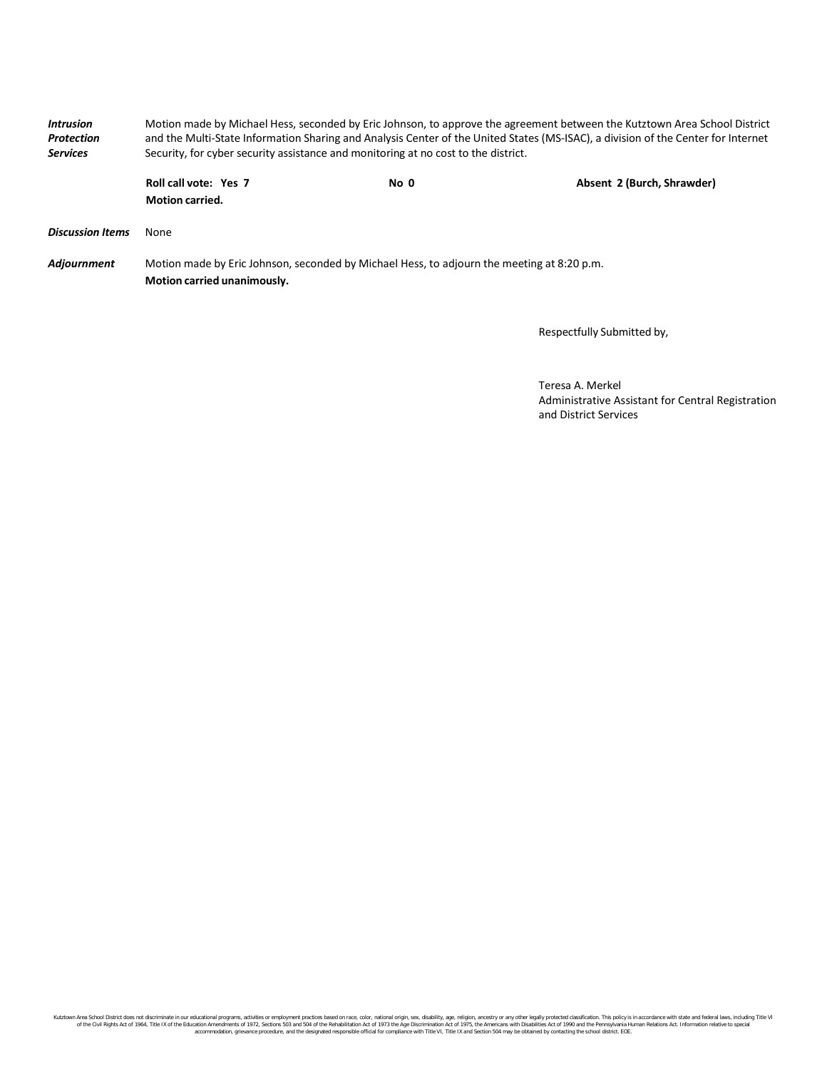***Intrusion Protection Services***

Motion made by Michael Hess, seconded by Eric Johnson, to approve the agreement between the Kutztown Area School District and the Multi-State Information Sharing and Analysis Center of the United States (MS-ISAC), a division of the Center for Internet Security, for cyber security assistance and monitoring at no cost to the district.

**Roll call vote: Yes 7** **No 0** **Absent 2 (Burch, Shrawder)**

**Motion carried.**

***Discussion Items*** None

***Adjournment***

Motion made by Eric Johnson, seconded by Michael Hess, to adjourn the meeting at 8:20 p.m.

**Motion carried unanimously.**

Respectfully Submitted by,

Teresa A. Merkel
Administrative Assistant for Central Registration and District Services

Kutztown Area School District does not discriminate in our educational programs, activities or employment practices based on race, color, national origin, sex, disability, age, religion, ancestry or any other legally protected classification. This policy is in accordance with state and federal laws, including Title VI of the Civil Rights Act of 1964, Title IX of the Education Amendments of 1972, Sections 503 and 504 of the Rehabilitation Act of 1973 the Age Discrimination Act of 1975, the Americans with Disabilities Act of 1990 and the Pennsylvania Human Relations Act. Information relative to special accommodation, grievance procedure, and the designated responsible official for compliance with Title VI, Title IX and Section 504 may be obtained by contacting the school district. EOE.